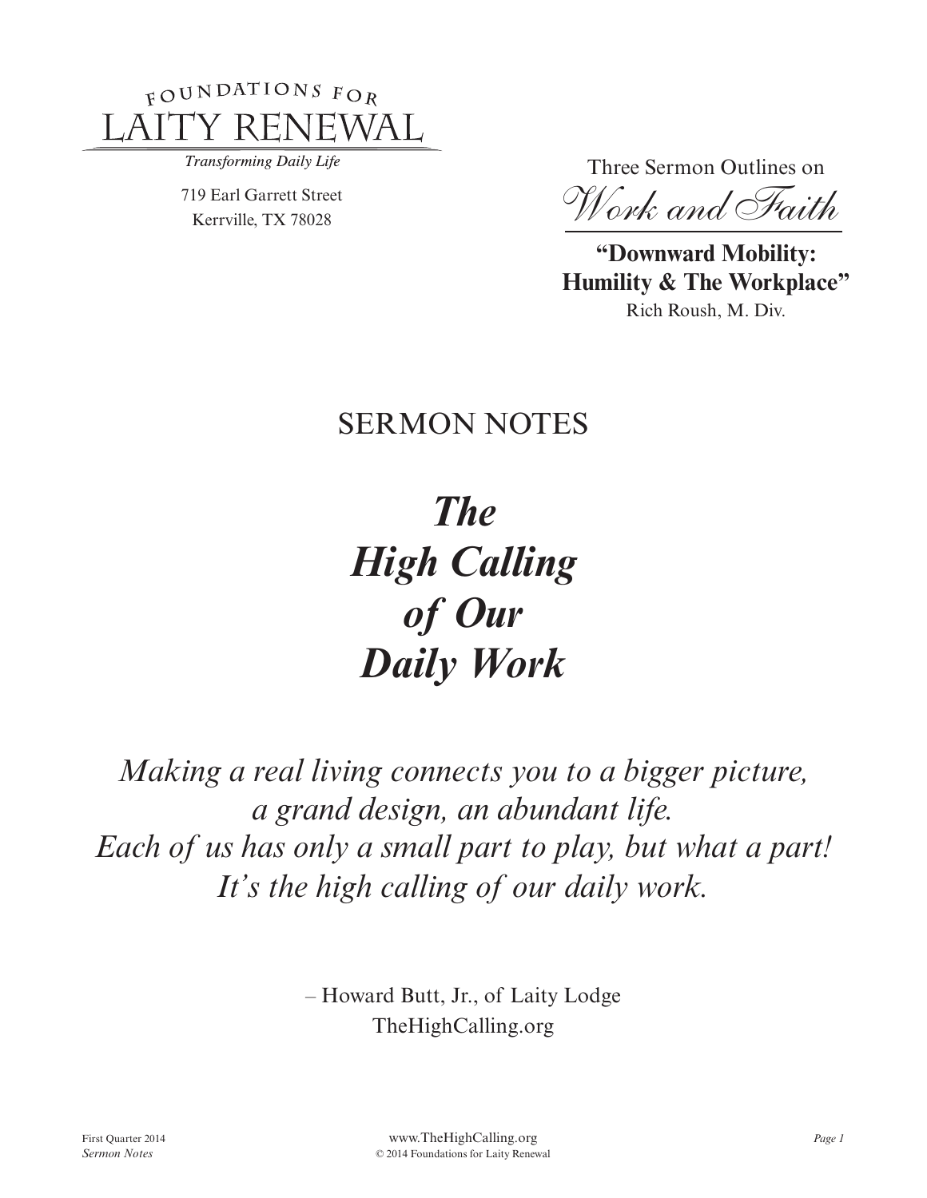FOUNDATIONS FOR
LAITY RENEWAL

*Transforming Daily Life*

719 Earl Garrett Street
Kerrville, TX 78028

Three Sermon Outlines on
*Work and Faith*

**"Downward Mobility: Humility & The Workplace"**
Rich Roush, M. Div.

## SERMON NOTES

# *The High Calling of Our Daily Work*

*Making a real living connects you to a bigger picture, a grand design, an abundant life. Each of us has only a small part to play, but what a part! It's the high calling of our daily work.*

– Howard Butt, Jr., of Laity Lodge
TheHighCalling.org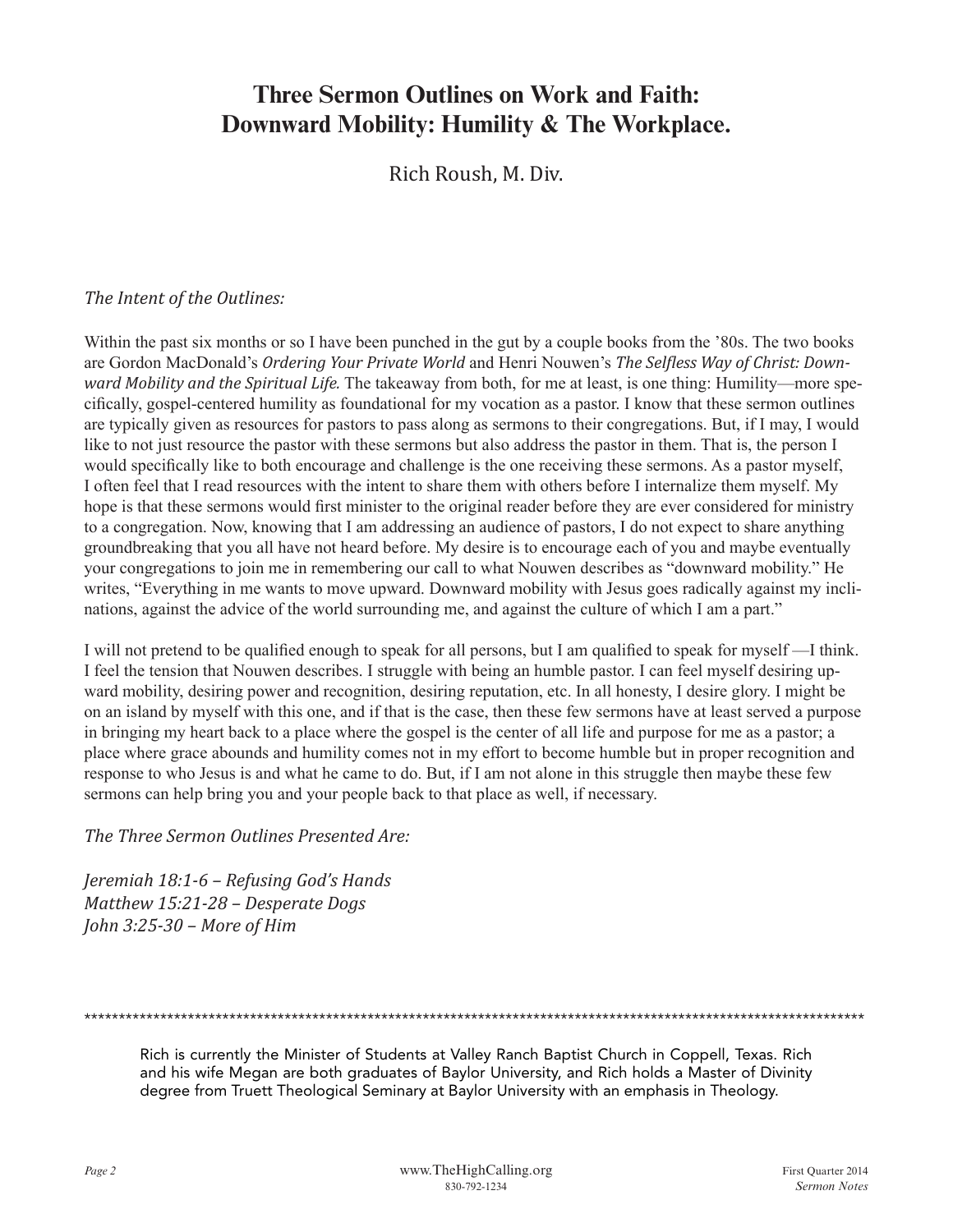# Three Sermon Outlines on Work and Faith: Downward Mobility: Humility & The Workplace.

Rich Roush, M. Div.

*The Intent of the Outlines:*

Within the past six months or so I have been punched in the gut by a couple books from the '80s. The two books are Gordon MacDonald's *Ordering Your Private World* and Henri Nouwen's *The Selfless Way of Christ: Downward Mobility and the Spiritual Life.* The takeaway from both, for me at least, is one thing: Humility—more specifically, gospel-centered humility as foundational for my vocation as a pastor. I know that these sermon outlines are typically given as resources for pastors to pass along as sermons to their congregations. But, if I may, I would like to not just resource the pastor with these sermons but also address the pastor in them. That is, the person I would specifically like to both encourage and challenge is the one receiving these sermons. As a pastor myself, I often feel that I read resources with the intent to share them with others before I internalize them myself. My hope is that these sermons would first minister to the original reader before they are ever considered for ministry to a congregation. Now, knowing that I am addressing an audience of pastors, I do not expect to share anything groundbreaking that you all have not heard before. My desire is to encourage each of you and maybe eventually your congregations to join me in remembering our call to what Nouwen describes as "downward mobility." He writes, "Everything in me wants to move upward. Downward mobility with Jesus goes radically against my inclinations, against the advice of the world surrounding me, and against the culture of which I am a part."

I will not pretend to be qualified enough to speak for all persons, but I am qualified to speak for myself —I think. I feel the tension that Nouwen describes. I struggle with being an humble pastor. I can feel myself desiring upward mobility, desiring power and recognition, desiring reputation, etc. In all honesty, I desire glory. I might be on an island by myself with this one, and if that is the case, then these few sermons have at least served a purpose in bringing my heart back to a place where the gospel is the center of all life and purpose for me as a pastor; a place where grace abounds and humility comes not in my effort to become humble but in proper recognition and response to who Jesus is and what he came to do. But, if I am not alone in this struggle then maybe these few sermons can help bring you and your people back to that place as well, if necessary.

*The Three Sermon Outlines Presented Are:*

*Jeremiah 18:1-6 – Refusing God's Hands*
*Matthew 15:21-28 – Desperate Dogs*
*John 3:25-30 – More of Him*

---

Rich is currently the Minister of Students at Valley Ranch Baptist Church in Coppell, Texas. Rich and his wife Megan are both graduates of Baylor University, and Rich holds a Master of Divinity degree from Truett Theological Seminary at Baylor University with an emphasis in Theology.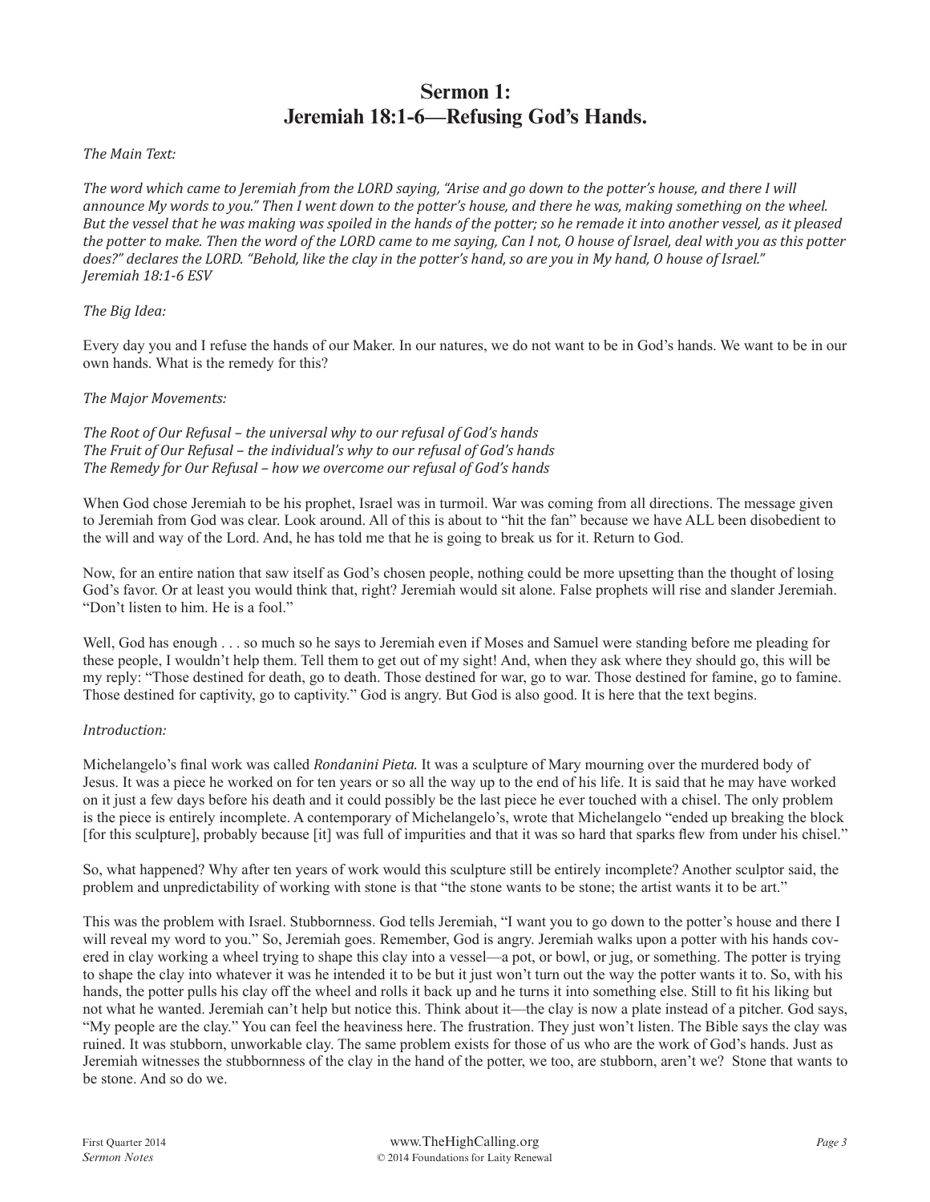# Sermon 1:
# Jeremiah 18:1-6—Refusing God's Hands.

*The Main Text:*

*The word which came to Jeremiah from the LORD saying, "Arise and go down to the potter's house, and there I will announce My words to you." Then I went down to the potter's house, and there he was, making something on the wheel. But the vessel that he was making was spoiled in the hands of the potter; so he remade it into another vessel, as it pleased the potter to make. Then the word of the LORD came to me saying, Can I not, O house of Israel, deal with you as this potter does?" declares the LORD. "Behold, like the clay in the potter's hand, so are you in My hand, O house of Israel." Jeremiah 18:1-6 ESV*

*The Big Idea:*

Every day you and I refuse the hands of our Maker. In our natures, we do not want to be in God's hands. We want to be in our own hands. What is the remedy for this?

*The Major Movements:*

*The Root of Our Refusal – the universal why to our refusal of God's hands*
*The Fruit of Our Refusal – the individual's why to our refusal of God's hands*
*The Remedy for Our Refusal – how we overcome our refusal of God's hands*

When God chose Jeremiah to be his prophet, Israel was in turmoil. War was coming from all directions. The message given to Jeremiah from God was clear. Look around. All of this is about to "hit the fan" because we have ALL been disobedient to the will and way of the Lord. And, he has told me that he is going to break us for it. Return to God.

Now, for an entire nation that saw itself as God's chosen people, nothing could be more upsetting than the thought of losing God's favor. Or at least you would think that, right? Jeremiah would sit alone. False prophets will rise and slander Jeremiah. "Don't listen to him. He is a fool."

Well, God has enough . . . so much so he says to Jeremiah even if Moses and Samuel were standing before me pleading for these people, I wouldn't help them. Tell them to get out of my sight! And, when they ask where they should go, this will be my reply: "Those destined for death, go to death. Those destined for war, go to war. Those destined for famine, go to famine. Those destined for captivity, go to captivity." God is angry. But God is also good. It is here that the text begins.

*Introduction:*

Michelangelo's final work was called *Rondanini Pieta.* It was a sculpture of Mary mourning over the murdered body of Jesus. It was a piece he worked on for ten years or so all the way up to the end of his life. It is said that he may have worked on it just a few days before his death and it could possibly be the last piece he ever touched with a chisel. The only problem is the piece is entirely incomplete. A contemporary of Michelangelo's, wrote that Michelangelo "ended up breaking the block [for this sculpture], probably because [it] was full of impurities and that it was so hard that sparks flew from under his chisel."

So, what happened? Why after ten years of work would this sculpture still be entirely incomplete? Another sculptor said, the problem and unpredictability of working with stone is that "the stone wants to be stone; the artist wants it to be art."

This was the problem with Israel. Stubbornness. God tells Jeremiah, "I want you to go down to the potter's house and there I will reveal my word to you." So, Jeremiah goes. Remember, God is angry. Jeremiah walks upon a potter with his hands covered in clay working a wheel trying to shape this clay into a vessel—a pot, or bowl, or jug, or something. The potter is trying to shape the clay into whatever it was he intended it to be but it just won't turn out the way the potter wants it to. So, with his hands, the potter pulls his clay off the wheel and rolls it back up and he turns it into something else. Still to fit his liking but not what he wanted. Jeremiah can't help but notice this. Think about it—the clay is now a plate instead of a pitcher. God says, "My people are the clay." You can feel the heaviness here. The frustration. They just won't listen. The Bible says the clay was ruined. It was stubborn, unworkable clay. The same problem exists for those of us who are the work of God's hands. Just as Jeremiah witnesses the stubbornness of the clay in the hand of the potter, we too, are stubborn, aren't we? Stone that wants to be stone. And so do we.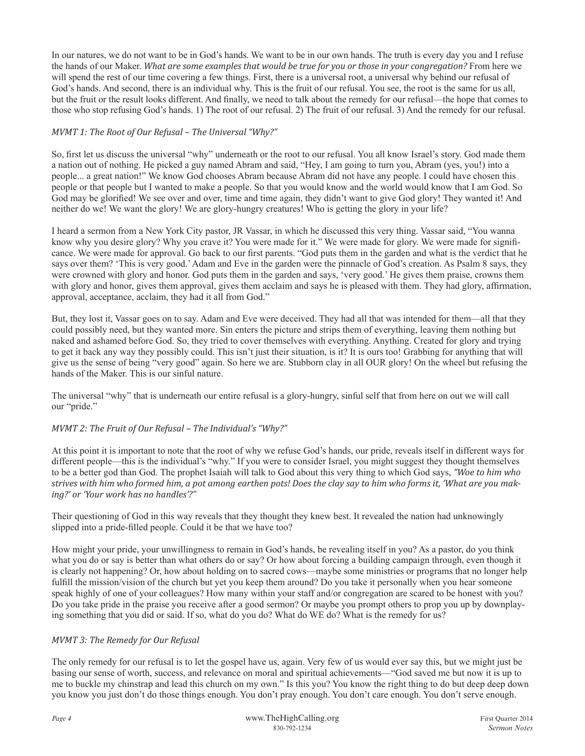In our natures, we do not want to be in God's hands. We want to be in our own hands. The truth is every day you and I refuse the hands of our Maker. *What are some examples that would be true for you or those in your congregation?* From here we will spend the rest of our time covering a few things. First, there is a universal root, a universal why behind our refusal of God's hands. And second, there is an individual why. This is the fruit of our refusal. You see, the root is the same for us all, but the fruit or the result looks different. And finally, we need to talk about the remedy for our refusal—the hope that comes to those who stop refusing God's hands. 1) The root of our refusal. 2) The fruit of our refusal. 3) And the remedy for our refusal.

### *MVMT 1: The Root of Our Refusal – The Universal "Why?"*

So, first let us discuss the universal "why" underneath or the root to our refusal. You all know Israel's story. God made them a nation out of nothing. He picked a guy named Abram and said, "Hey, I am going to turn you, Abram (yes, you!) into a people... a great nation!" We know God chooses Abram because Abram did not have any people. I could have chosen this people or that people but I wanted to make a people. So that you would know and the world would know that I am God. So God may be glorified! We see over and over, time and time again, they didn't want to give God glory! They wanted it! And neither do we! We want the glory! We are glory-hungry creatures! Who is getting the glory in your life?

I heard a sermon from a New York City pastor, JR Vassar, in which he discussed this very thing. Vassar said, "You wanna know why you desire glory? Why you crave it? You were made for it." We were made for glory. We were made for significance. We were made for approval. Go back to our first parents. "God puts them in the garden and what is the verdict that he says over them? 'This is very good.' Adam and Eve in the garden were the pinnacle of God's creation. As Psalm 8 says, they were crowned with glory and honor. God puts them in the garden and says, 'very good.' He gives them praise, crowns them with glory and honor, gives them approval, gives them acclaim and says he is pleased with them. They had glory, affirmation, approval, acceptance, acclaim, they had it all from God."

But, they lost it, Vassar goes on to say. Adam and Eve were deceived. They had all that was intended for them—all that they could possibly need, but they wanted more. Sin enters the picture and strips them of everything, leaving them nothing but naked and ashamed before God. So, they tried to cover themselves with everything. Anything. Created for glory and trying to get it back any way they possibly could. This isn't just their situation, is it? It is ours too! Grabbing for anything that will give us the sense of being "very good" again. So here we are. Stubborn clay in all OUR glory! On the wheel but refusing the hands of the Maker. This is our sinful nature.

The universal "why" that is underneath our entire refusal is a glory-hungry, sinful self that from here on out we will call our "pride."

### *MVMT 2: The Fruit of Our Refusal – The Individual's "Why?"*

At this point it is important to note that the root of why we refuse God's hands, our pride, reveals itself in different ways for different people—this is the individual's "why." If you were to consider Israel, you might suggest they thought themselves to be a better god than God. The prophet Isaiah will talk to God about this very thing to which God says, *"Woe to him who strives with him who formed him, a pot among earthen pots! Does the clay say to him who forms it, 'What are you making?' or 'Your work has no handles'?"*

Their questioning of God in this way reveals that they thought they knew best. It revealed the nation had unknowingly slipped into a pride-filled people. Could it be that we have too?

How might your pride, your unwillingness to remain in God's hands, be revealing itself in you? As a pastor, do you think what you do or say is better than what others do or say? Or how about forcing a building campaign through, even though it is clearly not happening? Or, how about holding on to sacred cows—maybe some ministries or programs that no longer help fulfill the mission/vision of the church but yet you keep them around? Do you take it personally when you hear someone speak highly of one of your colleagues? How many within your staff and/or congregation are scared to be honest with you? Do you take pride in the praise you receive after a good sermon? Or maybe you prompt others to prop you up by downplaying something that you did or said. If so, what do you do? What do WE do? What is the remedy for us?

### *MVMT 3: The Remedy for Our Refusal*

The only remedy for our refusal is to let the gospel have us, again. Very few of us would ever say this, but we might just be basing our sense of worth, success, and relevance on moral and spiritual achievements—"God saved me but now it is up to me to buckle my chinstrap and lead this church on my own." Is this you? You know the right thing to do but deep deep down you know you just don't do those things enough. You don't pray enough. You don't care enough. You don't serve enough.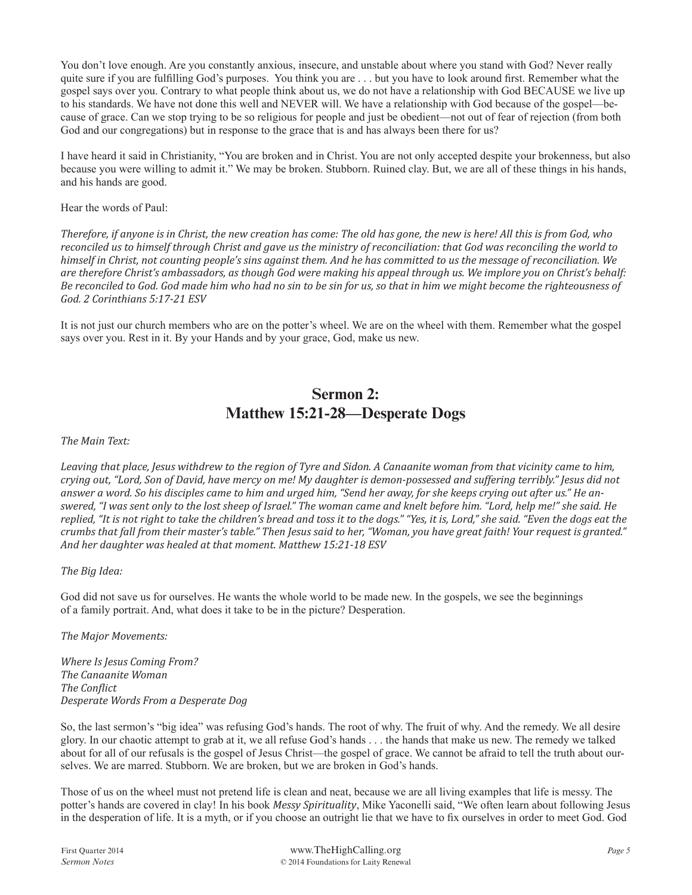You don't love enough. Are you constantly anxious, insecure, and unstable about where you stand with God? Never really quite sure if you are fulfilling God's purposes. You think you are . . . but you have to look around first. Remember what the gospel says over you. Contrary to what people think about us, we do not have a relationship with God BECAUSE we live up to his standards. We have not done this well and NEVER will. We have a relationship with God because of the gospel—because of grace. Can we stop trying to be so religious for people and just be obedient—not out of fear of rejection (from both God and our congregations) but in response to the grace that is and has always been there for us?

I have heard it said in Christianity, "You are broken and in Christ. You are not only accepted despite your brokenness, but also because you were willing to admit it." We may be broken. Stubborn. Ruined clay. But, we are all of these things in his hands, and his hands are good.

Hear the words of Paul:

*Therefore, if anyone is in Christ, the new creation has come: The old has gone, the new is here! All this is from God, who reconciled us to himself through Christ and gave us the ministry of reconciliation: that God was reconciling the world to himself in Christ, not counting people's sins against them. And he has committed to us the message of reconciliation. We are therefore Christ's ambassadors, as though God were making his appeal through us. We implore you on Christ's behalf: Be reconciled to God. God made him who had no sin to be sin for us, so that in him we might become the righteousness of God. 2 Corinthians 5:17-21 ESV*

It is not just our church members who are on the potter's wheel. We are on the wheel with them. Remember what the gospel says over you. Rest in it. By your Hands and by your grace, God, make us new.

## Sermon 2: Matthew 15:21-28—Desperate Dogs

*The Main Text:*

*Leaving that place, Jesus withdrew to the region of Tyre and Sidon. A Canaanite woman from that vicinity came to him, crying out, "Lord, Son of David, have mercy on me! My daughter is demon-possessed and suffering terribly." Jesus did not answer a word. So his disciples came to him and urged him, "Send her away, for she keeps crying out after us." He answered, "I was sent only to the lost sheep of Israel." The woman came and knelt before him. "Lord, help me!" she said. He replied, "It is not right to take the children's bread and toss it to the dogs." "Yes, it is, Lord," she said. "Even the dogs eat the crumbs that fall from their master's table." Then Jesus said to her, "Woman, you have great faith! Your request is granted." And her daughter was healed at that moment. Matthew 15:21-18 ESV*

*The Big Idea:*

God did not save us for ourselves. He wants the whole world to be made new. In the gospels, we see the beginnings of a family portrait. And, what does it take to be in the picture? Desperation.

*The Major Movements:*

*Where Is Jesus Coming From?*
*The Canaanite Woman*
*The Conflict*
*Desperate Words From a Desperate Dog*

So, the last sermon's "big idea" was refusing God's hands. The root of why. The fruit of why. And the remedy. We all desire glory. In our chaotic attempt to grab at it, we all refuse God's hands . . . the hands that make us new. The remedy we talked about for all of our refusals is the gospel of Jesus Christ—the gospel of grace. We cannot be afraid to tell the truth about ourselves. We are marred. Stubborn. We are broken, but we are broken in God's hands.

Those of us on the wheel must not pretend life is clean and neat, because we are all living examples that life is messy. The potter's hands are covered in clay! In his book *Messy Spirituality*, Mike Yaconelli said, "We often learn about following Jesus in the desperation of life. It is a myth, or if you choose an outright lie that we have to fix ourselves in order to meet God. God